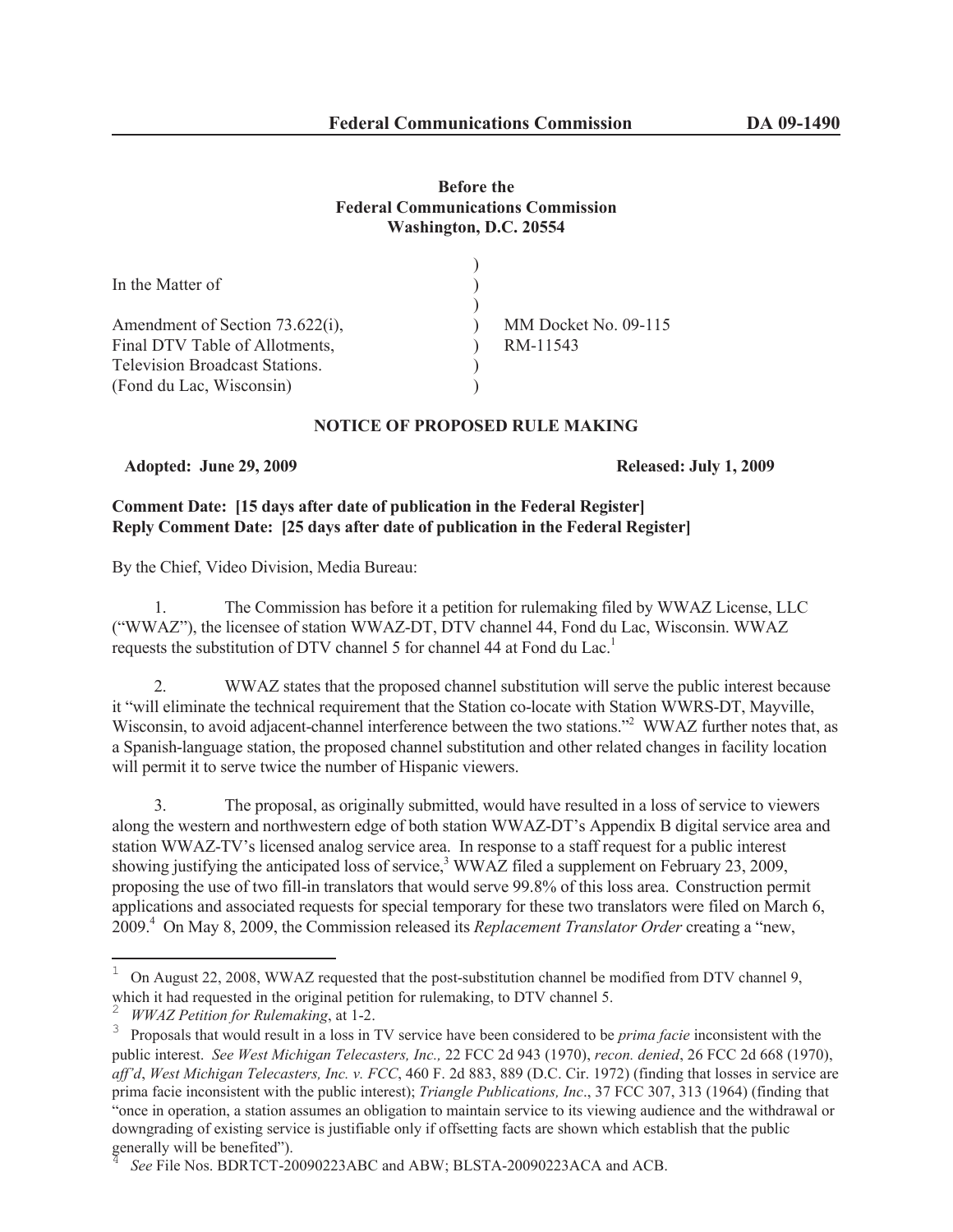Before the
Federal Communications Commission
Washington, D.C. 20554

| | | |
|---|---|---|
| In the Matter of | ) | |
| | ) | |
| Amendment of Section 73.622(i), | ) | MM Docket No. 09-115 |
| Final DTV Table of Allotments, | ) | RM-11543 |
| Television Broadcast Stations. | ) | |
| (Fond du Lac, Wisconsin) | ) | |

## NOTICE OF PROPOSED RULE MAKING

**Adopted: June 29, 2009** **Released: July 1, 2009**

**Comment Date: [15 days after date of publication in the Federal Register]**
**Reply Comment Date: [25 days after date of publication in the Federal Register]**

By the Chief, Video Division, Media Bureau:

1. The Commission has before it a petition for rulemaking filed by WWAZ License, LLC ("WWAZ"), the licensee of station WWAZ-DT, DTV channel 44, Fond du Lac, Wisconsin. WWAZ requests the substitution of DTV channel 5 for channel 44 at Fond du Lac.[1]

2. WWAZ states that the proposed channel substitution will serve the public interest because it "will eliminate the technical requirement that the Station co-locate with Station WWRS-DT, Mayville, Wisconsin, to avoid adjacent-channel interference between the two stations."[2] WWAZ further notes that, as a Spanish-language station, the proposed channel substitution and other related changes in facility location will permit it to serve twice the number of Hispanic viewers.

3. The proposal, as originally submitted, would have resulted in a loss of service to viewers along the western and northwestern edge of both station WWAZ-DT's Appendix B digital service area and station WWAZ-TV's licensed analog service area. In response to a staff request for a public interest showing justifying the anticipated loss of service,[3] WWAZ filed a supplement on February 23, 2009, proposing the use of two fill-in translators that would serve 99.8% of this loss area. Construction permit applications and associated requests for special temporary for these two translators were filed on March 6, 2009.[4] On May 8, 2009, the Commission released its *Replacement Translator Order* creating a "new,

---

[1] On August 22, 2008, WWAZ requested that the post-substitution channel be modified from DTV channel 9, which it had requested in the original petition for rulemaking, to DTV channel 5.

[2] *WWAZ Petition for Rulemaking*, at 1-2.

[3] Proposals that would result in a loss in TV service have been considered to be *prima facie* inconsistent with the public interest. *See West Michigan Telecasters, Inc.,* 22 FCC 2d 943 (1970), *recon. denied*, 26 FCC 2d 668 (1970), *aff'd*, *West Michigan Telecasters, Inc. v. FCC*, 460 F. 2d 883, 889 (D.C. Cir. 1972) (finding that losses in service are prima facie inconsistent with the public interest); *Triangle Publications, Inc*., 37 FCC 307, 313 (1964) (finding that "once in operation, a station assumes an obligation to maintain service to its viewing audience and the withdrawal or downgrading of existing service is justifiable only if offsetting facts are shown which establish that the public generally will be benefited").

[4] *See* File Nos. BDRTCT-20090223ABC and ABW; BLSTA-20090223ACA and ACB.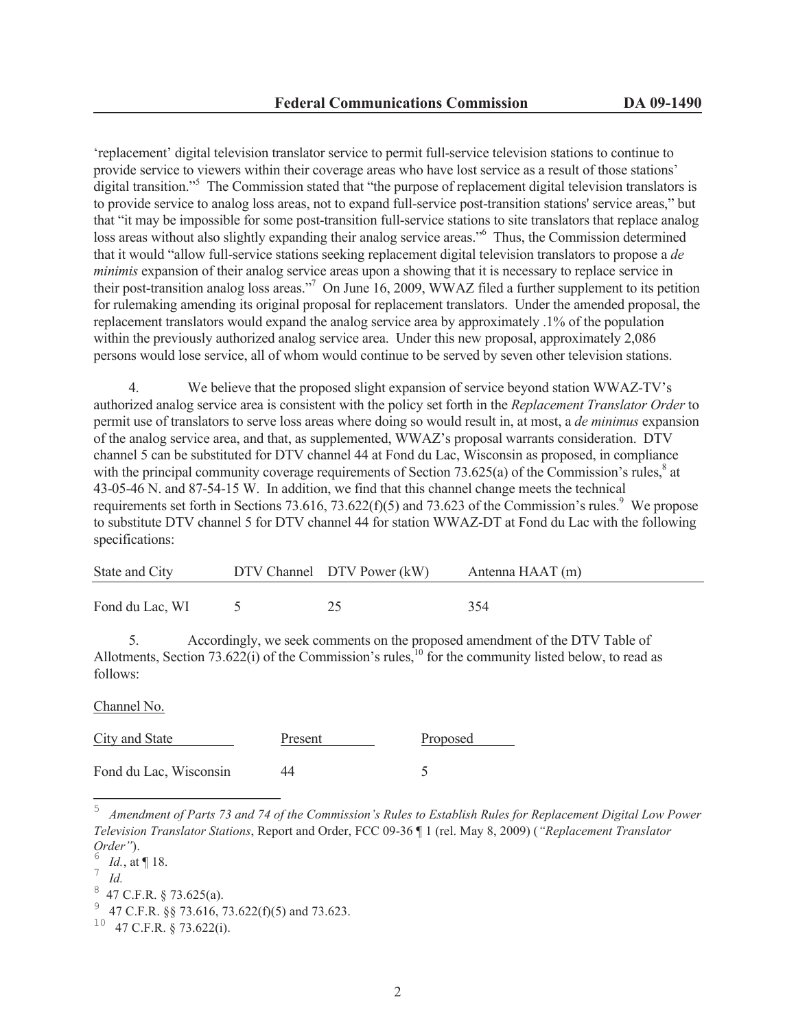'replacement' digital television translator service to permit full-service television stations to continue to provide service to viewers within their coverage areas who have lost service as a result of those stations' digital transition."[5] The Commission stated that "the purpose of replacement digital television translators is to provide service to analog loss areas, not to expand full-service post-transition stations' service areas," but that "it may be impossible for some post-transition full-service stations to site translators that replace analog loss areas without also slightly expanding their analog service areas."[6] Thus, the Commission determined that it would "allow full-service stations seeking replacement digital television translators to propose a *de minimis* expansion of their analog service areas upon a showing that it is necessary to replace service in their post-transition analog loss areas."[7] On June 16, 2009, WWAZ filed a further supplement to its petition for rulemaking amending its original proposal for replacement translators. Under the amended proposal, the replacement translators would expand the analog service area by approximately .1% of the population within the previously authorized analog service area. Under this new proposal, approximately 2,086 persons would lose service, all of whom would continue to be served by seven other television stations.

4. We believe that the proposed slight expansion of service beyond station WWAZ-TV's authorized analog service area is consistent with the policy set forth in the *Replacement Translator Order* to permit use of translators to serve loss areas where doing so would result in, at most, a *de minimus* expansion of the analog service area, and that, as supplemented, WWAZ's proposal warrants consideration. DTV channel 5 can be substituted for DTV channel 44 at Fond du Lac, Wisconsin as proposed, in compliance with the principal community coverage requirements of Section 73.625(a) of the Commission's rules,[8] at 43-05-46 N. and 87-54-15 W. In addition, we find that this channel change meets the technical requirements set forth in Sections 73.616, 73.622(f)(5) and 73.623 of the Commission's rules.[9] We propose to substitute DTV channel 5 for DTV channel 44 for station WWAZ-DT at Fond du Lac with the following specifications:

| State and City | DTV Channel | DTV Power (kW) | Antenna HAAT (m) |
|---|---|---|---|
| Fond du Lac, WI | 5 | 25 | 354 |

5. Accordingly, we seek comments on the proposed amendment of the DTV Table of Allotments, Section 73.622(i) of the Commission's rules,[10] for the community listed below, to read as follows:

Channel No.

| City and State | Present | Proposed |
|---|---|---|
| Fond du Lac, Wisconsin | 44 | 5 |

---

[5] *Amendment of Parts 73 and 74 of the Commission's Rules to Establish Rules for Replacement Digital Low Power Television Translator Stations*, Report and Order, FCC 09-36 ¶ 1 (rel. May 8, 2009) (*"Replacement Translator Order"*).

[6] *Id.*, at ¶ 18.

[7] *Id.*

[8] 47 C.F.R. § 73.625(a).

[9] 47 C.F.R. §§ 73.616, 73.622(f)(5) and 73.623.

[10] 47 C.F.R. § 73.622(i).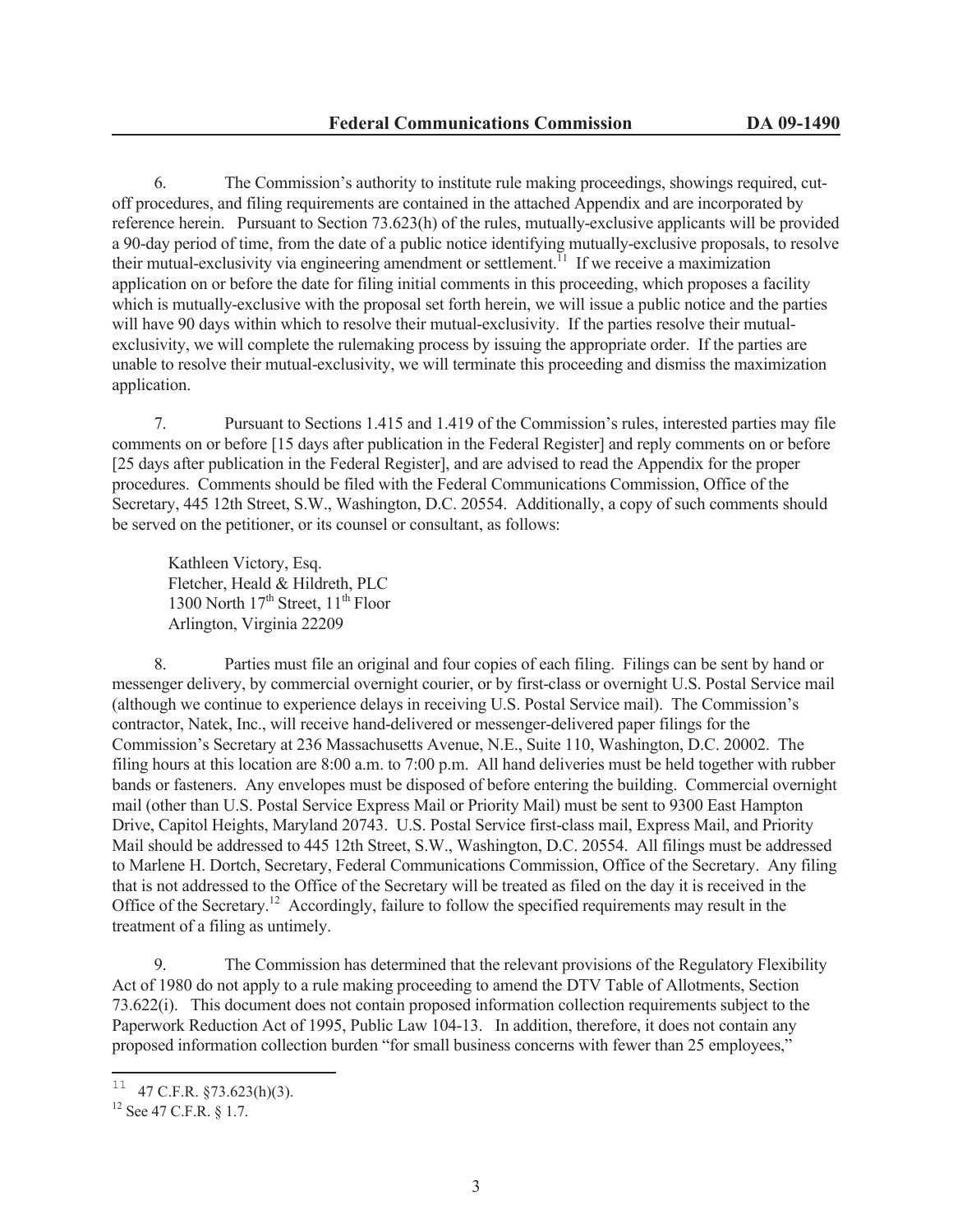6. The Commission's authority to institute rule making proceedings, showings required, cut-off procedures, and filing requirements are contained in the attached Appendix and are incorporated by reference herein. Pursuant to Section 73.623(h) of the rules, mutually-exclusive applicants will be provided a 90-day period of time, from the date of a public notice identifying mutually-exclusive proposals, to resolve their mutual-exclusivity via engineering amendment or settlement.[11] If we receive a maximization application on or before the date for filing initial comments in this proceeding, which proposes a facility which is mutually-exclusive with the proposal set forth herein, we will issue a public notice and the parties will have 90 days within which to resolve their mutual-exclusivity. If the parties resolve their mutual-exclusivity, we will complete the rulemaking process by issuing the appropriate order. If the parties are unable to resolve their mutual-exclusivity, we will terminate this proceeding and dismiss the maximization application.

7. Pursuant to Sections 1.415 and 1.419 of the Commission's rules, interested parties may file comments on or before [15 days after publication in the Federal Register] and reply comments on or before [25 days after publication in the Federal Register], and are advised to read the Appendix for the proper procedures. Comments should be filed with the Federal Communications Commission, Office of the Secretary, 445 12th Street, S.W., Washington, D.C. 20554. Additionally, a copy of such comments should be served on the petitioner, or its counsel or consultant, as follows:

Kathleen Victory, Esq.
Fletcher, Heald & Hildreth, PLC
1300 North 17th Street, 11th Floor
Arlington, Virginia 22209

8. Parties must file an original and four copies of each filing. Filings can be sent by hand or messenger delivery, by commercial overnight courier, or by first-class or overnight U.S. Postal Service mail (although we continue to experience delays in receiving U.S. Postal Service mail). The Commission's contractor, Natek, Inc., will receive hand-delivered or messenger-delivered paper filings for the Commission's Secretary at 236 Massachusetts Avenue, N.E., Suite 110, Washington, D.C. 20002. The filing hours at this location are 8:00 a.m. to 7:00 p.m. All hand deliveries must be held together with rubber bands or fasteners. Any envelopes must be disposed of before entering the building. Commercial overnight mail (other than U.S. Postal Service Express Mail or Priority Mail) must be sent to 9300 East Hampton Drive, Capitol Heights, Maryland 20743. U.S. Postal Service first-class mail, Express Mail, and Priority Mail should be addressed to 445 12th Street, S.W., Washington, D.C. 20554. All filings must be addressed to Marlene H. Dortch, Secretary, Federal Communications Commission, Office of the Secretary. Any filing that is not addressed to the Office of the Secretary will be treated as filed on the day it is received in the Office of the Secretary.[12] Accordingly, failure to follow the specified requirements may result in the treatment of a filing as untimely.

9. The Commission has determined that the relevant provisions of the Regulatory Flexibility Act of 1980 do not apply to a rule making proceeding to amend the DTV Table of Allotments, Section 73.622(i). This document does not contain proposed information collection requirements subject to the Paperwork Reduction Act of 1995, Public Law 104-13. In addition, therefore, it does not contain any proposed information collection burden "for small business concerns with fewer than 25 employees,"

[11] 47 C.F.R. §73.623(h)(3).

[12] See 47 C.F.R. § 1.7.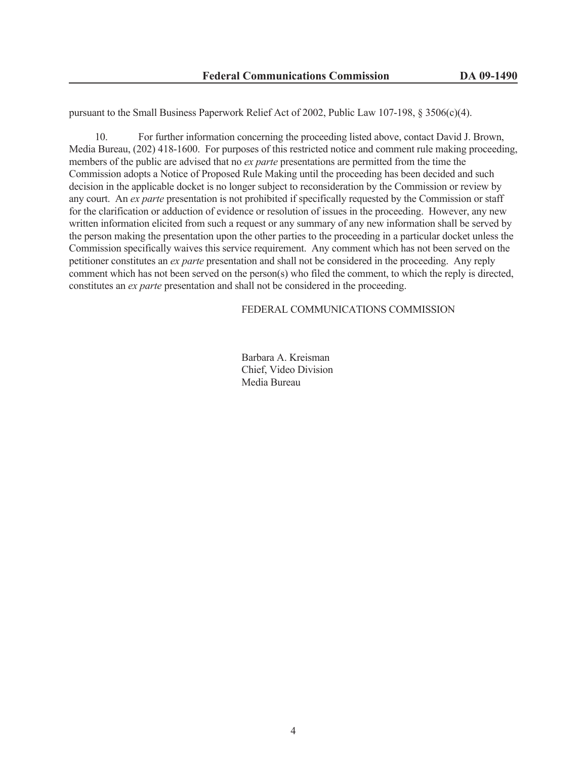pursuant to the Small Business Paperwork Relief Act of 2002, Public Law 107-198, § 3506(c)(4).

10. For further information concerning the proceeding listed above, contact David J. Brown, Media Bureau, (202) 418-1600. For purposes of this restricted notice and comment rule making proceeding, members of the public are advised that no *ex parte* presentations are permitted from the time the Commission adopts a Notice of Proposed Rule Making until the proceeding has been decided and such decision in the applicable docket is no longer subject to reconsideration by the Commission or review by any court. An *ex parte* presentation is not prohibited if specifically requested by the Commission or staff for the clarification or adduction of evidence or resolution of issues in the proceeding. However, any new written information elicited from such a request or any summary of any new information shall be served by the person making the presentation upon the other parties to the proceeding in a particular docket unless the Commission specifically waives this service requirement. Any comment which has not been served on the petitioner constitutes an *ex parte* presentation and shall not be considered in the proceeding. Any reply comment which has not been served on the person(s) who filed the comment, to which the reply is directed, constitutes an *ex parte* presentation and shall not be considered in the proceeding.

FEDERAL COMMUNICATIONS COMMISSION

Barbara A. Kreisman
Chief, Video Division
Media Bureau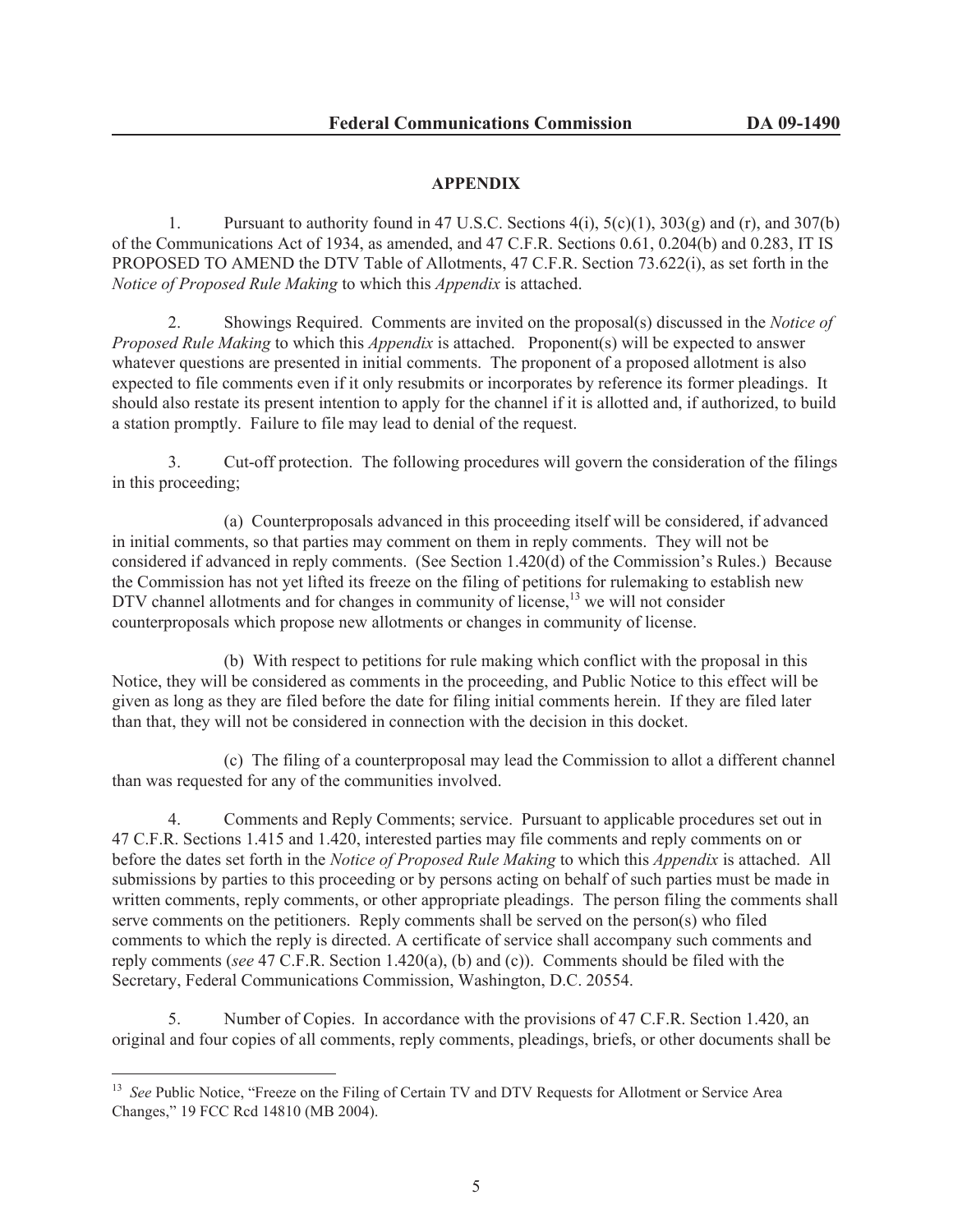## APPENDIX

1. Pursuant to authority found in 47 U.S.C. Sections 4(i), 5(c)(1), 303(g) and (r), and 307(b) of the Communications Act of 1934, as amended, and 47 C.F.R. Sections 0.61, 0.204(b) and 0.283, IT IS PROPOSED TO AMEND the DTV Table of Allotments, 47 C.F.R. Section 73.622(i), as set forth in the *Notice of Proposed Rule Making* to which this *Appendix* is attached.

2. Showings Required. Comments are invited on the proposal(s) discussed in the *Notice of Proposed Rule Making* to which this *Appendix* is attached. Proponent(s) will be expected to answer whatever questions are presented in initial comments. The proponent of a proposed allotment is also expected to file comments even if it only resubmits or incorporates by reference its former pleadings. It should also restate its present intention to apply for the channel if it is allotted and, if authorized, to build a station promptly. Failure to file may lead to denial of the request.

3. Cut-off protection. The following procedures will govern the consideration of the filings in this proceeding;

(a) Counterproposals advanced in this proceeding itself will be considered, if advanced in initial comments, so that parties may comment on them in reply comments. They will not be considered if advanced in reply comments. (See Section 1.420(d) of the Commission's Rules.) Because the Commission has not yet lifted its freeze on the filing of petitions for rulemaking to establish new DTV channel allotments and for changes in community of license,[13] we will not consider counterproposals which propose new allotments or changes in community of license.

(b) With respect to petitions for rule making which conflict with the proposal in this Notice, they will be considered as comments in the proceeding, and Public Notice to this effect will be given as long as they are filed before the date for filing initial comments herein. If they are filed later than that, they will not be considered in connection with the decision in this docket.

(c) The filing of a counterproposal may lead the Commission to allot a different channel than was requested for any of the communities involved.

4. Comments and Reply Comments; service. Pursuant to applicable procedures set out in 47 C.F.R. Sections 1.415 and 1.420, interested parties may file comments and reply comments on or before the dates set forth in the *Notice of Proposed Rule Making* to which this *Appendix* is attached. All submissions by parties to this proceeding or by persons acting on behalf of such parties must be made in written comments, reply comments, or other appropriate pleadings. The person filing the comments shall serve comments on the petitioners. Reply comments shall be served on the person(s) who filed comments to which the reply is directed. A certificate of service shall accompany such comments and reply comments (*see* 47 C.F.R. Section 1.420(a), (b) and (c)). Comments should be filed with the Secretary, Federal Communications Commission, Washington, D.C. 20554.

5. Number of Copies. In accordance with the provisions of 47 C.F.R. Section 1.420, an original and four copies of all comments, reply comments, pleadings, briefs, or other documents shall be

---

[13] *See* Public Notice, "Freeze on the Filing of Certain TV and DTV Requests for Allotment or Service Area Changes," 19 FCC Rcd 14810 (MB 2004).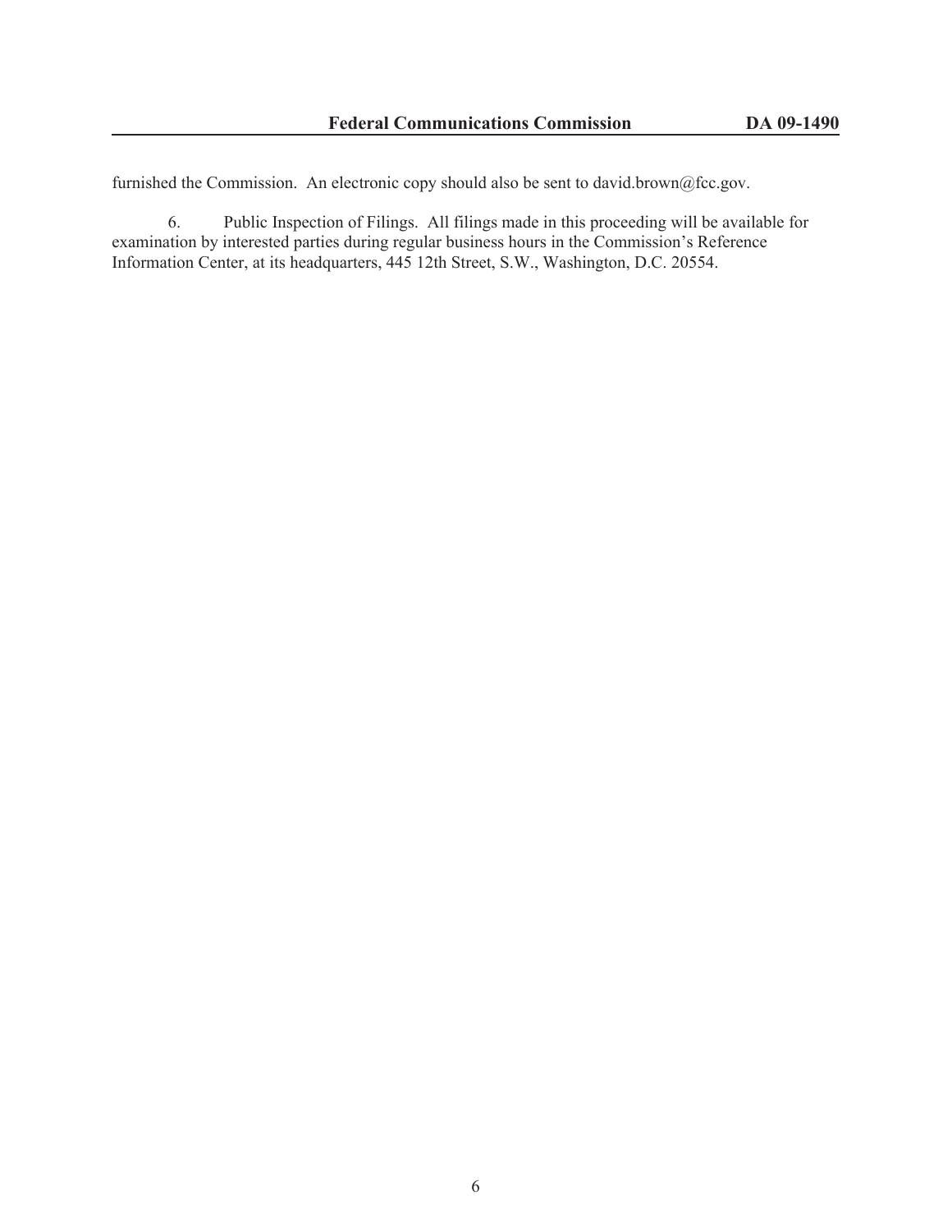furnished the Commission. An electronic copy should also be sent to david.brown@fcc.gov.

6. Public Inspection of Filings. All filings made in this proceeding will be available for examination by interested parties during regular business hours in the Commission's Reference Information Center, at its headquarters, 445 12th Street, S.W., Washington, D.C. 20554.